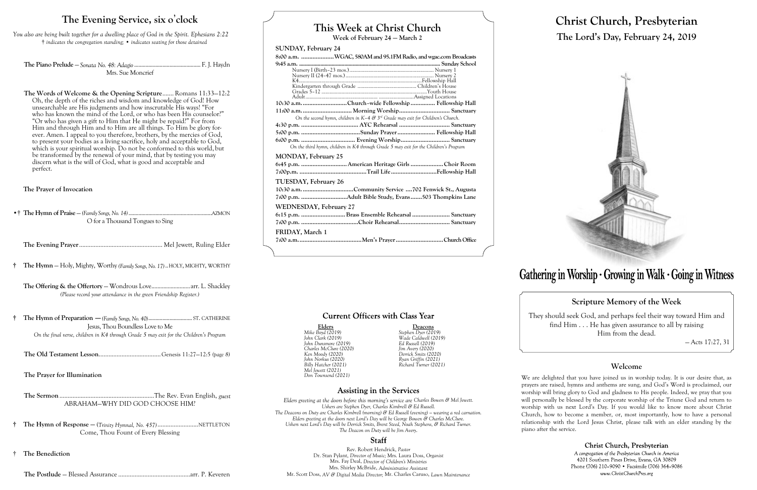## The Evening Service, six o'clock

*You also are being built together for a dwelling place of God in the Spirit. Ephesians 2:22*
*† indicates the congregation standing; • indicates seating for those detained*

**The Piano Prelude** — *Sonata No. 48: Adagio* .............................................. F. J. Haydn
Mrs. Sue Moncrief

**The Words of Welcome & the Opening Scripture** ....... Romans 11:33—12:2
Oh, the depth of the riches and wisdom and knowledge of God! How unsearchable are His judgments and how inscrutable His ways! "For who has known the mind of the Lord, or who has been His counselor?" "Or who has given a gift to Him that He might be repaid?" For from Him and through Him and to Him are all things. To Him be glory forever. Amen. I appeal to you therefore, brothers, by the mercies of God, to present your bodies as a living sacrifice, holy and acceptable to God, which is your spiritual worship. Do not be conformed to this world, but be transformed by the renewal of your mind, that by testing you may discern what is the will of God, what is good and acceptable and perfect.

**The Prayer of Invocation**

•† **The Hymn of Praise** — *(Family Songs, No. 14)* ............................................................AZMON
O for a Thousand Tongues to Sing

**The Evening Prayer** .................................................. Mel Jewett, Ruling Elder

† **The Hymn** — Holy, Mighty, Worthy *(Family Songs, No. 17)* .. HOLY, MIGHTY, WORTHY

**The Offering & the Offertory** — Wondrous Love.......................... arr. L. Shackley
*(Please record your attendance in the green Friendship Register.)*

† **The Hymn of Preparation —** *(Family Songs, No. 40)* ................................ ST. CATHERINE
Jesus, Thou Boundless Love to Me
*On the final verse, children in K4 through Grade 5 may exit for the Children's Program*

**The Old Testament Lesson** ...................................... Genesis 11:27—12:5 *(page 8)*

**The Prayer for Illumination**

**The Sermon** ..........................................................The Rev. Evan English, *guest*
ABRAHAM—WHY DID GOD CHOOSE HIM?

† **The Hymn of Response —** *(Trinity Hymnal, No. 457)* .........................NETTLETON
Come, Thou Fount of Every Blessing

† **The Benediction**

**The Postlude** — Blessed Assurance ............................................arr. P. Keveren

## This Week at Christ Church

Week of February 24 — March 2

**SUNDAY, February 24**
8:00 a.m. ....................WGAC, 580AM and 95.1FM Radio, and wgac.com Broadcasts
9:45 a.m. ........................................................................................ Sunday School
- Nursery I (Birth–23 mos.)..................................................... Nursery 1
- Nursery II (24–47 mos.)..................................................... Nursery 2
- K4..........................................................................Fellowship Hall
- Kindergarten through Grade ........................................... Children's House
- Grades 5–12 .....................................................................Youth House
- Adult.....................................................................Assigned Locations

10:30 a.m. ...........................Church–wide Fellowship ............... Fellowship Hall
11:00 a.m. .............................. Morning Worship.............................. Sanctuary
*On the second hymn, children in K–4 & 3rd Grade may exit for Children's Church.*
4:30 p.m. .................................. AYC Rehearsal .............................. Sanctuary
5:00 p.m. ...................................Sunday Prayer....................... Fellowship Hall
6:00 p.m. ................................ Evening Worship.............................. Sanctuary
*On the third hymn, children in K4 through Grade 5 may exit for the Children's Program*

**MONDAY, February 25**
6:45 p.m. ........................... American Heritage Girls ....................Choir Room
7:00p.m. .........................................Trail Life...........................Fellowship Hall

**TUESDAY, February 26**
10:30 a.m. ...............................Community Service ....702 Fenwick St., Augusta
7:00 p.m. ............................Adult Bible Study, Evans.......503 Thompkins Lane

**WEDNESDAY, February 27**
6:15 p.m. .......................... Brass Ensemble Rehearsal ....................... Sanctuary
7:00 p.m. ..................................Choir Rehearsal............................... Sanctuary

**FRIDAY, March 1**
7:00 a.m......................................Men's Prayer............................Church Office

### Current Officers with Class Year

| Elders | Deacons |
|---|---|
| *Mike Boyd (2019)* | *Stephen Dyer (2019)* |
| *John Clark (2019)* | *Wade Caldwell (2019)* |
| *John Dunsmore (2019)* | *Ed Russell (2019)* |
| *Charles McClure (2020)* | *Jim Avery (2020)* |
| *Ken Moody (2020)* | *Derrick Smits (2020)* |
| *John Norkus (2020)* | *Ryan Griffin (2021)* |
| *Billy Hatcher (2021)* | *Richard Turner (2021)* |
| *Mel Jewett (2021)* | |
| *Don Townsend (2021)* | |

### Assisting in the Services

*Elders greeting at the doors before this morning's service are Charles Bowen & Mel Jewett.*
*Ushers are Stephen Dyer, Charles Kimbrell & Ed Russell.*
*The Deacons on Duty are Charles Kimbrell (morning) & Ed Russell (evening) – wearing a red carnation.*
*Elders greeting at the doors next Lord's Day will be George Bowen & Charles McClure.*
*Ushers next Lord's Day will be Derrick Smits, Brent Steed, Noah Stephens, & Richard Turner.*
*The Deacon on Duty will be Jim Avery.*

### Staff

Rev. Robert Hendrick, *Pastor*
Dr. Stan Pylant, *Director of Music;* Mrs. Laura Doss, *Organist*
Mrs. Fay Deal, *Director of Children's Ministries*
Mrs. Shirley McBride, *Administrative Assistant*
Mr. Scott Doss, *AV & Digital Media Director;* Mr. Charles Caruso, *Lawn Maintenance*

# Christ Church, Presbyterian

## The Lord's Day, February 24, 2019

**Gathering in Worship · Growing in Walk · Going in Witness**

### Scripture Memory of the Week

They should seek God, and perhaps feel their way toward Him and find Him . . . He has given assurance to all by raising Him from the dead.

— Acts 17:27, 31

### Welcome

We are delighted that you have joined us in worship today. It is our desire that, as prayers are raised, hymns and anthems are sung, and God's Word is proclaimed, our worship will bring glory to God and gladness to His people. Indeed, we pray that you will personally be blessed by the corporate worship of the Triune God and return to worship with us next Lord's Day. If you would like to know more about Christ Church, how to become a member, or, most importantly, how to have a personal relationship with the Lord Jesus Christ, please talk with an elder standing by the piano after the service.

**Christ Church, Presbyterian**
*A congregation of the Presbyterian Church in America*
4201 Southern Pines Drive, Evans, GA 30809
Phone (706) 210–9090 • Facsimile (706) 364–9086
*www.ChristChurchPres.org*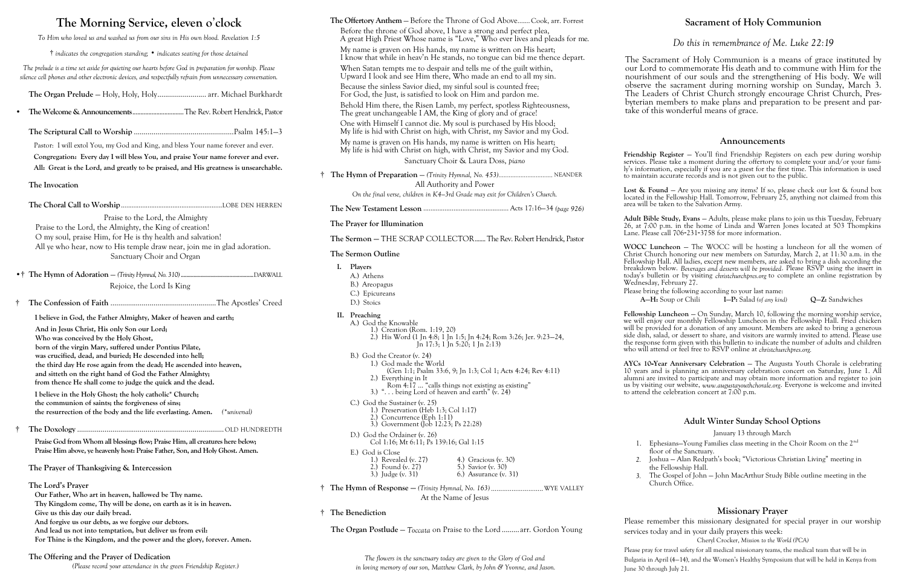# The Morning Service, eleven o'clock

*To Him who loved us and washed us from our sins in His own blood. Revelation 1:5*

*† indicates the congregation standing; • indicates seating for those detained*

*The prelude is a time set aside for quieting our hearts before God in preparation for worship. Please silence cell phones and other electronic devices, and respectfully refrain from unnecessary conversation.*

**The Organ Prelude** — Holy, Holy, Holy........................ arr. Michael Burkhardt

• **The Welcome & Announcements**................................The Rev. Robert Hendrick, Pastor

**The Scriptural Call to Worship** ...................................................Psalm 145:1–3

Pastor: I will extol You, my God and King, and bless Your name forever and ever.

**Congregation: Every day I will bless You, and praise Your name forever and ever.**

**All: Great is the Lord, and greatly to be praised, and His greatness is unsearchable.**

**The Invocation**

**The Choral Call to Worship**.........................................................LOBE DEN HERREN

Praise to the Lord, the Almighty
Praise to the Lord, the Almighty, the King of creation!
O my soul, praise Him, for He is thy health and salvation!
All ye who hear, now to His temple draw near, join me in glad adoration.
Sanctuary Choir and Organ

•† **The Hymn of Adoration** — *(Trinity Hymnal, No. 310)*..................................................DARWALL

Rejoice, the Lord Is King

† **The Confession of Faith** ......................................................The Apostles' Creed

**I believe in God, the Father Almighty, Maker of heaven and earth;**

**And in Jesus Christ, His only Son our Lord;**
**Who was conceived by the Holy Ghost,**
**born of the virgin Mary, suffered under Pontius Pilate,**
**was crucified, dead, and buried; He descended into hell;**
**the third day He rose again from the dead; He ascended into heaven,**
**and sitteth on the right hand of God the Father Almighty;**
**from thence He shall come to judge the quick and the dead.**

**I believe in the Holy Ghost; the holy catholic\* Church;**
**the communion of saints; the forgiveness of sins;**
**the resurrection of the body and the life everlasting. Amen.** *(\*universal)*

† **The Doxology** ...........................................................................OLD HUNDREDTH

**Praise God from Whom all blessings flow; Praise Him, all creatures here below;**
**Praise Him above, ye heavenly host: Praise Father, Son, and Holy Ghost. Amen.**

**The Prayer of Thanksgiving & Intercession**

**The Lord's Prayer**

**Our Father, Who art in heaven, hallowed be Thy name.**
**Thy Kingdom come, Thy will be done, on earth as it is in heaven.**
**Give us this day our daily bread.**
**And forgive us our debts, as we forgive our debtors.**
**And lead us not into temptation, but deliver us from evil:**
**For Thine is the Kingdom, and the power and the glory, forever. Amen.**

**The Offering and the Prayer of Dedication**

*(Please record your attendance in the green Friendship Register.)*

**The Offertory Anthem** — Before the Throne of God Above....... Cook, arr. Forrest

Before the throne of God above, I have a strong and perfect plea,
A great High Priest Whose name is "Love," Who ever lives and pleads for me.

My name is graven on His hands, my name is written on His heart;
I know that while in heav'n He stands, no tongue can bid me thence depart.

When Satan tempts me to despair and tells me of the guilt within,
Upward I look and see Him there, Who made an end to all my sin.

Because the sinless Savior died, my sinful soul is counted free;
For God, the Just, is satisfied to look on Him and pardon me.

Behold Him there, the Risen Lamb, my perfect, spotless Righteousness,
The great unchangeable I AM, the King of glory and of grace!

One with Himself I cannot die. My soul is purchased by His blood;
My life is hid with Christ on high, with Christ, my Savior and my God.

My name is graven on His hands, my name is written on His heart;
My life is hid with Christ on high, with Christ, my Savior and my God.

Sanctuary Choir & Laura Doss, *piano*

† **The Hymn of Preparation** — *(Trinity Hymnal, No. 453)*................................ NEANDER

All Authority and Power

*On the final verse, children in K4–3rd Grade may exit for Children's Church.*

**The New Testament Lesson** ................................................ Acts 17:16–34 *(page 926)*

**The Prayer for Illumination**

**The Sermon** — THE SCRAP COLLECTOR....... The Rev. Robert Hendrick, Pastor

**The Sermon Outline**

I. **Players**
   - A.) Athens
   - B.) Areopagus
   - C.) Epicureans
   - D.) Stoics

II. **Preaching**
   - A.) God the Knowable
     - 1.) Creation (Rom. 1:19, 20)
     - 2.) His Word (1 Jn 4:8; 1 Jn 1:5; Jn 4:24; Rom 3:26; Jer. 9:23–24, Jn 17:3; 1 Jn 5:20; 1 Jn 2:13)
   - B.) God the Creator (v. 24)
     - 1.) God made the World (Gen 1:1; Psalm 33:6, 9; Jn 1:3; Col 1; Acts 4:24; Rev 4:11)
     - 2.) Everything in It — Rom 4:17 ... "calls things not existing as existing"
     - 3.) ". . . being Lord of heaven and earth" (v. 24)
   - C.) God the Sustainer (v. 25)
     - 1.) Preservation (Heb 1:3; Col 1:17)
     - 2.) Concurrence (Eph 1:11)
     - 3.) Government (Job 12:23; Ps 22:28)
   - D.) God the Ordainer (v. 26) — Col 1:16; Mt 6:11; Ps 139:16; Gal 1:15
   - E.) God is Close
     - 1.) Revealed (v. 27)
     - 2.) Found (v. 27)
     - 3.) Judge (v. 31)
     - 4.) Gracious (v. 30)
     - 5.) Savior (v. 30)
     - 6.) Assurance (v. 31)

† **The Hymn of Response** — *(Trinity Hymnal, No. 163)*........................... WYE VALLEY

At the Name of Jesus

† **The Benediction**

**The Organ Postlude** — *Toccata* on Praise to the Lord.........arr. Gordon Young

*The flowers in the sanctuary today are given to the Glory of God and in loving memory of our son, Matthew Clark, by John & Yvonne, and Jason.*

## Sacrament of Holy Communion

*Do this in remembrance of Me. Luke 22:19*

The Sacrament of Holy Communion is a means of grace instituted by our Lord to commemorate His death and to commune with Him for the nourishment of our souls and the strengthening of His body. We will observe the sacrament during morning worship on Sunday, March 3. The Leaders of Christ Church strongly encourage Christ Church, Presbyterian members to make plans and preparation to be present and partake of this wonderful means of grace.

## Announcements

**Friendship Register** — You'll find Friendship Registers on each pew during worship services. Please take a moment during the offertory to complete your and/or your family's information, especially if you are a guest for the first time. This information is used to maintain accurate records and is not given out to the public.

**Lost & Found** — Are you missing any items? If so, please check our lost & found box located in the Fellowship Hall. Tomorrow, February 25, anything not claimed from this area will be taken to the Salvation Army.

**Adult Bible Study, Evans** — Adults, please make plans to join us this Tuesday, February 26, at 7:00 p.m. in the home of Linda and Warren Jones located at 503 Thompkins Lane. Please call 706-231-3758 for more information.

**WOCC Luncheon** — The WOCC will be hosting a luncheon for all the women of Christ Church honoring our new members on Saturday, March 2, at 11:30 a.m. in the Fellowship Hall. All ladies, except new members, are asked to bring a dish according the breakdown below. *Beverages and desserts will be provided*. Please RSVP using the insert in today's bulletin or by visiting *christchurchpres.org* to complete an online registration by Wednesday, February 27.

Please bring the following according to your last name:

**A—H:** Soup or Chili   **I—P:** Salad *(of any kind)*   **Q—Z:** Sandwiches

**Fellowship Luncheon** — On Sunday, March 10, following the morning worship service, we will enjoy our monthly Fellowship Luncheon in the Fellowship Hall. Fried chicken will be provided for a donation of any amount. Members are asked to bring a generous side dish, salad, or dessert to share, and visitors are warmly invited to attend. Please use the response form given with this bulletin to indicate the number of adults and children who will attend or feel free to RSVP online at *christchurchpres.org.*

**AYCs 10-Year Anniversary Celebration** — The Augusta Youth Chorale is celebrating 10 years and is planning an anniversary celebration concert on Saturday, June 1. All alumni are invited to participate and may obtain more information and register to join us by visiting our website, *www.augustayouthchorale.org*. Everyone is welcome and invited to attend the celebration concert at 7:00 p.m.

## Adult Winter Sunday School Options

January 13 through March

1. Ephesians—Young Families class meeting in the Choir Room on the 2nd floor of the Sanctuary.
2. Joshua — Alan Redpath's book; "Victorious Christian Living" meeting in the Fellowship Hall.
3. The Gospel of John — John MacArthur Study Bible outline meeting in the Church Office.

## Missionary Prayer

Please remember this missionary designated for special prayer in our worship services today and in your daily prayers this week:

Cheryl Crocker, *Mission to the World (PCA)*

Please pray for travel safety for all medical missionary teams, the medical team that will be in Bulgaria in April (4—14), and the Women's Healthy Symposium that will be held in Kenya from June 30 through July 21.